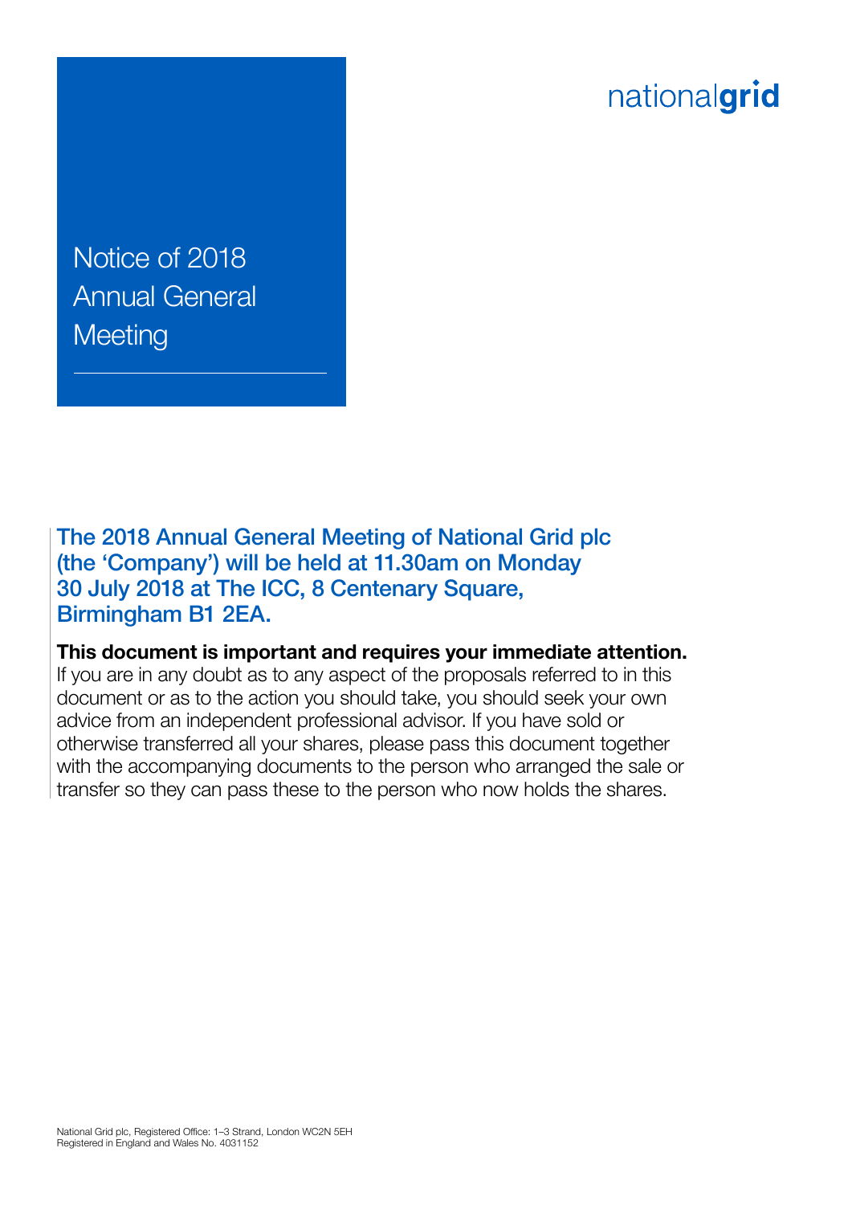nationalgrid

# Notice of 2018 Annual General Meeting

## The 2018 Annual General Meeting of National Grid plc (the 'Company') will be held at 11.30am on Monday 30 July 2018 at The ICC, 8 Centenary Square, Birmingham B1 2EA.

**This document is important and requires your immediate attention.** If you are in any doubt as to any aspect of the proposals referred to in this document or as to the action you should take, you should seek your own advice from an independent professional advisor. If you have sold or otherwise transferred all your shares, please pass this document together with the accompanying documents to the person who arranged the sale or transfer so they can pass these to the person who now holds the shares.

National Grid plc, Registered Office: 1–3 Strand, London WC2N 5EH
Registered in England and Wales No. 4031152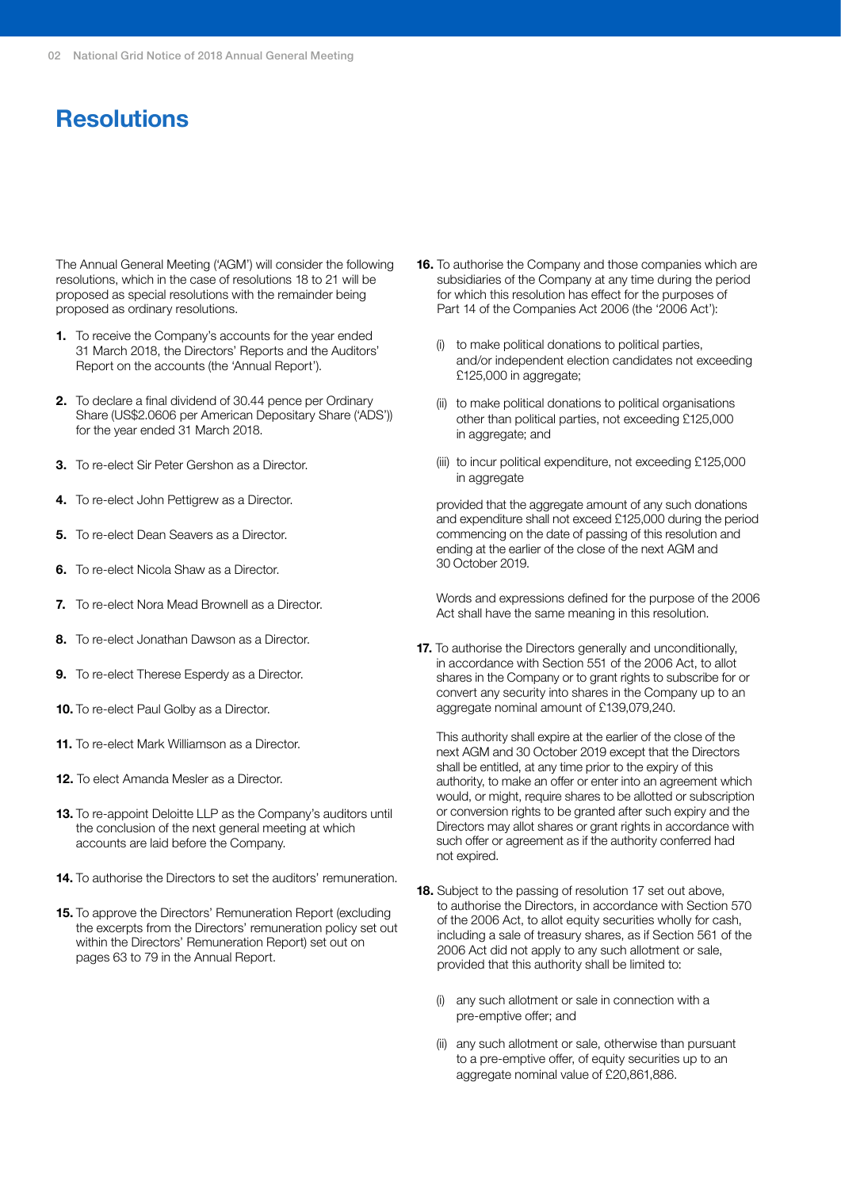# Resolutions

The Annual General Meeting ('AGM') will consider the following resolutions, which in the case of resolutions 18 to 21 will be proposed as special resolutions with the remainder being proposed as ordinary resolutions.

**1.** To receive the Company's accounts for the year ended 31 March 2018, the Directors' Reports and the Auditors' Report on the accounts (the 'Annual Report').

**2.** To declare a final dividend of 30.44 pence per Ordinary Share (US$2.0606 per American Depositary Share ('ADS')) for the year ended 31 March 2018.

**3.** To re-elect Sir Peter Gershon as a Director.

**4.** To re-elect John Pettigrew as a Director.

**5.** To re-elect Dean Seavers as a Director.

**6.** To re-elect Nicola Shaw as a Director.

**7.** To re-elect Nora Mead Brownell as a Director.

**8.** To re-elect Jonathan Dawson as a Director.

**9.** To re-elect Therese Esperdy as a Director.

**10.** To re-elect Paul Golby as a Director.

**11.** To re-elect Mark Williamson as a Director.

**12.** To elect Amanda Mesler as a Director.

**13.** To re-appoint Deloitte LLP as the Company's auditors until the conclusion of the next general meeting at which accounts are laid before the Company.

**14.** To authorise the Directors to set the auditors' remuneration.

**15.** To approve the Directors' Remuneration Report (excluding the excerpts from the Directors' remuneration policy set out within the Directors' Remuneration Report) set out on pages 63 to 79 in the Annual Report.

**16.** To authorise the Company and those companies which are subsidiaries of the Company at any time during the period for which this resolution has effect for the purposes of Part 14 of the Companies Act 2006 (the '2006 Act'):

(i) to make political donations to political parties, and/or independent election candidates not exceeding £125,000 in aggregate;

(ii) to make political donations to political organisations other than political parties, not exceeding £125,000 in aggregate; and

(iii) to incur political expenditure, not exceeding £125,000 in aggregate

provided that the aggregate amount of any such donations and expenditure shall not exceed £125,000 during the period commencing on the date of passing of this resolution and ending at the earlier of the close of the next AGM and 30 October 2019.

Words and expressions defined for the purpose of the 2006 Act shall have the same meaning in this resolution.

**17.** To authorise the Directors generally and unconditionally, in accordance with Section 551 of the 2006 Act, to allot shares in the Company or to grant rights to subscribe for or convert any security into shares in the Company up to an aggregate nominal amount of £139,079,240.

This authority shall expire at the earlier of the close of the next AGM and 30 October 2019 except that the Directors shall be entitled, at any time prior to the expiry of this authority, to make an offer or enter into an agreement which would, or might, require shares to be allotted or subscription or conversion rights to be granted after such expiry and the Directors may allot shares or grant rights in accordance with such offer or agreement as if the authority conferred had not expired.

**18.** Subject to the passing of resolution 17 set out above, to authorise the Directors, in accordance with Section 570 of the 2006 Act, to allot equity securities wholly for cash, including a sale of treasury shares, as if Section 561 of the 2006 Act did not apply to any such allotment or sale, provided that this authority shall be limited to:

(i) any such allotment or sale in connection with a pre-emptive offer; and

(ii) any such allotment or sale, otherwise than pursuant to a pre-emptive offer, of equity securities up to an aggregate nominal value of £20,861,886.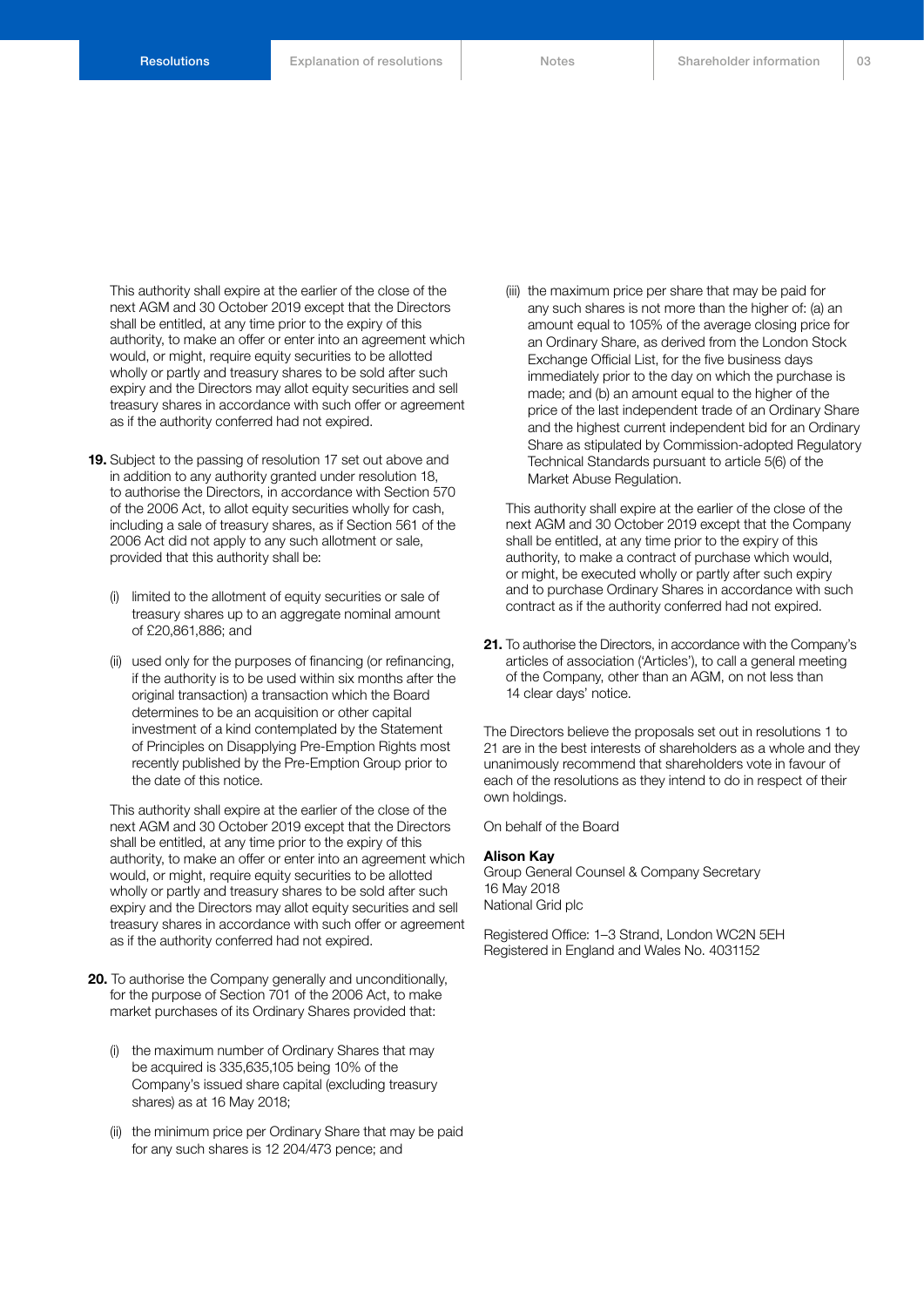This authority shall expire at the earlier of the close of the next AGM and 30 October 2019 except that the Directors shall be entitled, at any time prior to the expiry of this authority, to make an offer or enter into an agreement which would, or might, require equity securities to be allotted wholly or partly and treasury shares to be sold after such expiry and the Directors may allot equity securities and sell treasury shares in accordance with such offer or agreement as if the authority conferred had not expired.

**19.** Subject to the passing of resolution 17 set out above and in addition to any authority granted under resolution 18, to authorise the Directors, in accordance with Section 570 of the 2006 Act, to allot equity securities wholly for cash, including a sale of treasury shares, as if Section 561 of the 2006 Act did not apply to any such allotment or sale, provided that this authority shall be:

(i) limited to the allotment of equity securities or sale of treasury shares up to an aggregate nominal amount of £20,861,886; and

(ii) used only for the purposes of financing (or refinancing, if the authority is to be used within six months after the original transaction) a transaction which the Board determines to be an acquisition or other capital investment of a kind contemplated by the Statement of Principles on Disapplying Pre-Emption Rights most recently published by the Pre-Emption Group prior to the date of this notice.

This authority shall expire at the earlier of the close of the next AGM and 30 October 2019 except that the Directors shall be entitled, at any time prior to the expiry of this authority, to make an offer or enter into an agreement which would, or might, require equity securities to be allotted wholly or partly and treasury shares to be sold after such expiry and the Directors may allot equity securities and sell treasury shares in accordance with such offer or agreement as if the authority conferred had not expired.

**20.** To authorise the Company generally and unconditionally, for the purpose of Section 701 of the 2006 Act, to make market purchases of its Ordinary Shares provided that:

(i) the maximum number of Ordinary Shares that may be acquired is 335,635,105 being 10% of the Company's issued share capital (excluding treasury shares) as at 16 May 2018;

(ii) the minimum price per Ordinary Share that may be paid for any such shares is 12 204/473 pence; and

(iii) the maximum price per share that may be paid for any such shares is not more than the higher of: (a) an amount equal to 105% of the average closing price for an Ordinary Share, as derived from the London Stock Exchange Official List, for the five business days immediately prior to the day on which the purchase is made; and (b) an amount equal to the higher of the price of the last independent trade of an Ordinary Share and the highest current independent bid for an Ordinary Share as stipulated by Commission-adopted Regulatory Technical Standards pursuant to article 5(6) of the Market Abuse Regulation.

This authority shall expire at the earlier of the close of the next AGM and 30 October 2019 except that the Company shall be entitled, at any time prior to the expiry of this authority, to make a contract of purchase which would, or might, be executed wholly or partly after such expiry and to purchase Ordinary Shares in accordance with such contract as if the authority conferred had not expired.

**21.** To authorise the Directors, in accordance with the Company's articles of association ('Articles'), to call a general meeting of the Company, other than an AGM, on not less than 14 clear days' notice.

The Directors believe the proposals set out in resolutions 1 to 21 are in the best interests of shareholders as a whole and they unanimously recommend that shareholders vote in favour of each of the resolutions as they intend to do in respect of their own holdings.

On behalf of the Board

**Alison Kay**
Group General Counsel & Company Secretary
16 May 2018
National Grid plc

Registered Office: 1–3 Strand, London WC2N 5EH
Registered in England and Wales No. 4031152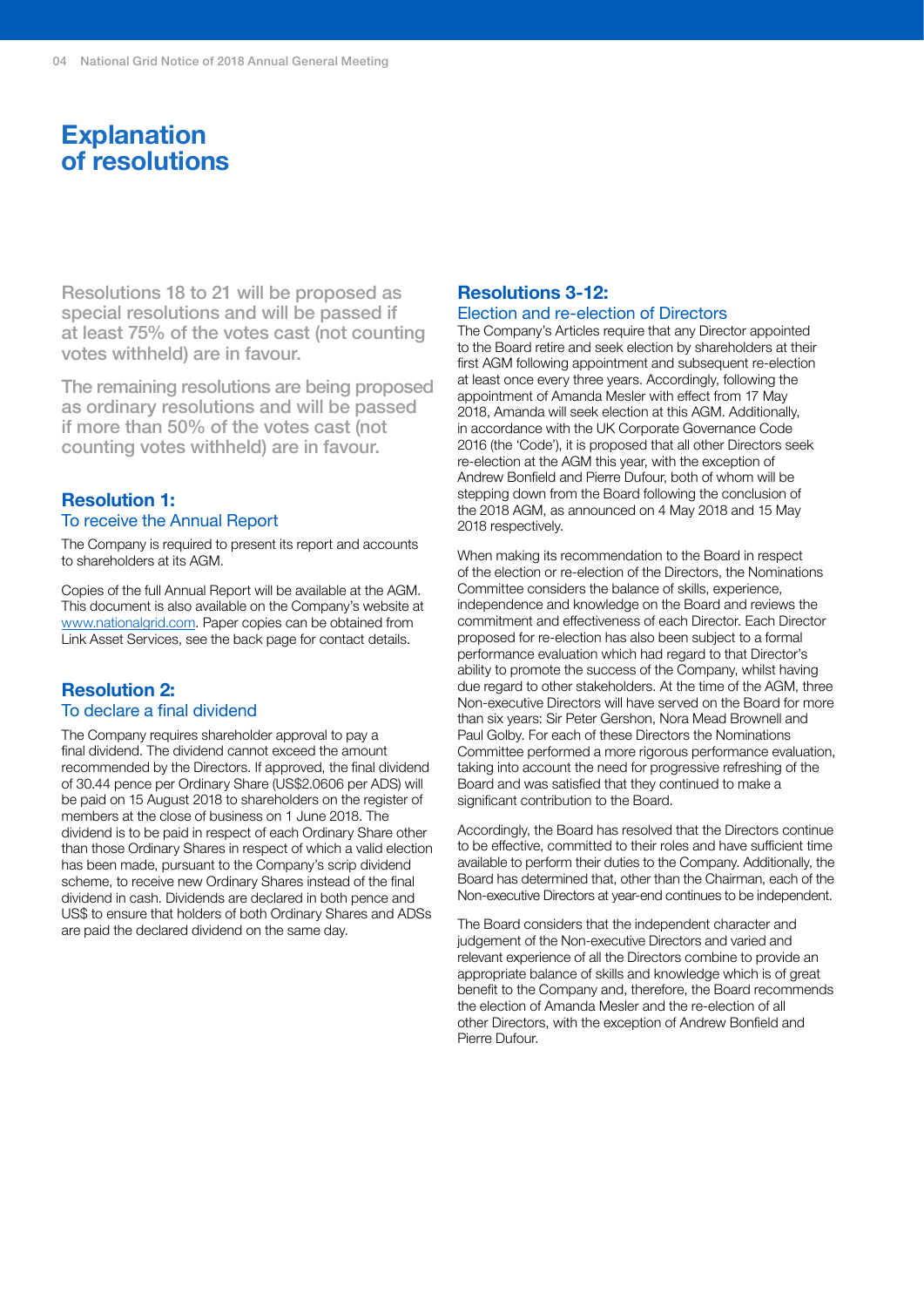# Explanation of resolutions

Resolutions 18 to 21 will be proposed as special resolutions and will be passed if at least 75% of the votes cast (not counting votes withheld) are in favour.

The remaining resolutions are being proposed as ordinary resolutions and will be passed if more than 50% of the votes cast (not counting votes withheld) are in favour.

## Resolution 1:
### To receive the Annual Report

The Company is required to present its report and accounts to shareholders at its AGM.

Copies of the full Annual Report will be available at the AGM. This document is also available on the Company's website at www.nationalgrid.com. Paper copies can be obtained from Link Asset Services, see the back page for contact details.

## Resolution 2:
### To declare a final dividend

The Company requires shareholder approval to pay a final dividend. The dividend cannot exceed the amount recommended by the Directors. If approved, the final dividend of 30.44 pence per Ordinary Share (US$2.0606 per ADS) will be paid on 15 August 2018 to shareholders on the register of members at the close of business on 1 June 2018. The dividend is to be paid in respect of each Ordinary Share other than those Ordinary Shares in respect of which a valid election has been made, pursuant to the Company's scrip dividend scheme, to receive new Ordinary Shares instead of the final dividend in cash. Dividends are declared in both pence and US$ to ensure that holders of both Ordinary Shares and ADSs are paid the declared dividend on the same day.

## Resolutions 3-12:
### Election and re-election of Directors

The Company's Articles require that any Director appointed to the Board retire and seek election by shareholders at their first AGM following appointment and subsequent re-election at least once every three years. Accordingly, following the appointment of Amanda Mesler with effect from 17 May 2018, Amanda will seek election at this AGM. Additionally, in accordance with the UK Corporate Governance Code 2016 (the 'Code'), it is proposed that all other Directors seek re-election at the AGM this year, with the exception of Andrew Bonfield and Pierre Dufour, both of whom will be stepping down from the Board following the conclusion of the 2018 AGM, as announced on 4 May 2018 and 15 May 2018 respectively.

When making its recommendation to the Board in respect of the election or re-election of the Directors, the Nominations Committee considers the balance of skills, experience, independence and knowledge on the Board and reviews the commitment and effectiveness of each Director. Each Director proposed for re-election has also been subject to a formal performance evaluation which had regard to that Director's ability to promote the success of the Company, whilst having due regard to other stakeholders. At the time of the AGM, three Non-executive Directors will have served on the Board for more than six years: Sir Peter Gershon, Nora Mead Brownell and Paul Golby. For each of these Directors the Nominations Committee performed a more rigorous performance evaluation, taking into account the need for progressive refreshing of the Board and was satisfied that they continued to make a significant contribution to the Board.

Accordingly, the Board has resolved that the Directors continue to be effective, committed to their roles and have sufficient time available to perform their duties to the Company. Additionally, the Board has determined that, other than the Chairman, each of the Non-executive Directors at year-end continues to be independent.

The Board considers that the independent character and judgement of the Non-executive Directors and varied and relevant experience of all the Directors combine to provide an appropriate balance of skills and knowledge which is of great benefit to the Company and, therefore, the Board recommends the election of Amanda Mesler and the re-election of all other Directors, with the exception of Andrew Bonfield and Pierre Dufour.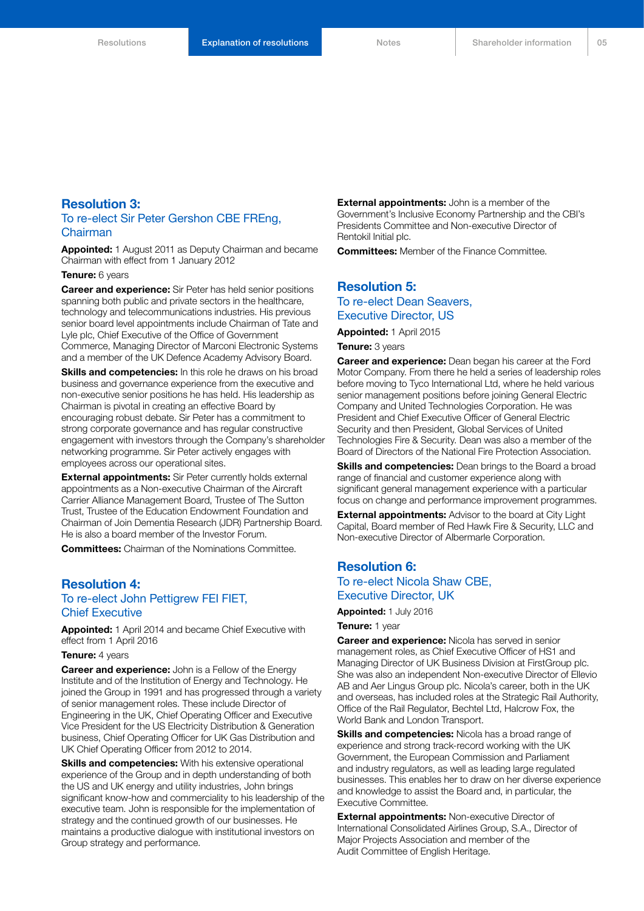## Resolution 3:

### To re-elect Sir Peter Gershon CBE FREng, Chairman

**Appointed:** 1 August 2011 as Deputy Chairman and became Chairman with effect from 1 January 2012

**Tenure:** 6 years

**Career and experience:** Sir Peter has held senior positions spanning both public and private sectors in the healthcare, technology and telecommunications industries. His previous senior board level appointments include Chairman of Tate and Lyle plc, Chief Executive of the Office of Government Commerce, Managing Director of Marconi Electronic Systems and a member of the UK Defence Academy Advisory Board.

**Skills and competencies:** In this role he draws on his broad business and governance experience from the executive and non-executive senior positions he has held. His leadership as Chairman is pivotal in creating an effective Board by encouraging robust debate. Sir Peter has a commitment to strong corporate governance and has regular constructive engagement with investors through the Company's shareholder networking programme. Sir Peter actively engages with employees across our operational sites.

**External appointments:** Sir Peter currently holds external appointments as a Non-executive Chairman of the Aircraft Carrier Alliance Management Board, Trustee of The Sutton Trust, Trustee of the Education Endowment Foundation and Chairman of Join Dementia Research (JDR) Partnership Board. He is also a board member of the Investor Forum.

**Committees:** Chairman of the Nominations Committee.

## Resolution 4:

### To re-elect John Pettigrew FEI FIET, Chief Executive

**Appointed:** 1 April 2014 and became Chief Executive with effect from 1 April 2016

**Tenure:** 4 years

**Career and experience:** John is a Fellow of the Energy Institute and of the Institution of Energy and Technology. He joined the Group in 1991 and has progressed through a variety of senior management roles. These include Director of Engineering in the UK, Chief Operating Officer and Executive Vice President for the US Electricity Distribution & Generation business, Chief Operating Officer for UK Gas Distribution and UK Chief Operating Officer from 2012 to 2014.

**Skills and competencies:** With his extensive operational experience of the Group and in depth understanding of both the US and UK energy and utility industries, John brings significant know-how and commerciality to his leadership of the executive team. John is responsible for the implementation of strategy and the continued growth of our businesses. He maintains a productive dialogue with institutional investors on Group strategy and performance.

**External appointments:** John is a member of the Government's Inclusive Economy Partnership and the CBI's Presidents Committee and Non-executive Director of Rentokil Initial plc.

**Committees:** Member of the Finance Committee.

## Resolution 5:

### To re-elect Dean Seavers, Executive Director, US

**Appointed:** 1 April 2015

**Tenure:** 3 years

**Career and experience:** Dean began his career at the Ford Motor Company. From there he held a series of leadership roles before moving to Tyco International Ltd, where he held various senior management positions before joining General Electric Company and United Technologies Corporation. He was President and Chief Executive Officer of General Electric Security and then President, Global Services of United Technologies Fire & Security. Dean was also a member of the Board of Directors of the National Fire Protection Association.

**Skills and competencies:** Dean brings to the Board a broad range of financial and customer experience along with significant general management experience with a particular focus on change and performance improvement programmes.

**External appointments:** Advisor to the board at City Light Capital, Board member of Red Hawk Fire & Security, LLC and Non-executive Director of Albermarle Corporation.

## Resolution 6:

### To re-elect Nicola Shaw CBE, Executive Director, UK

**Appointed:** 1 July 2016

**Tenure:** 1 year

**Career and experience:** Nicola has served in senior management roles, as Chief Executive Officer of HS1 and Managing Director of UK Business Division at FirstGroup plc. She was also an independent Non-executive Director of Ellevio AB and Aer Lingus Group plc. Nicola's career, both in the UK and overseas, has included roles at the Strategic Rail Authority, Office of the Rail Regulator, Bechtel Ltd, Halcrow Fox, the World Bank and London Transport.

**Skills and competencies:** Nicola has a broad range of experience and strong track-record working with the UK Government, the European Commission and Parliament and industry regulators, as well as leading large regulated businesses. This enables her to draw on her diverse experience and knowledge to assist the Board and, in particular, the Executive Committee.

**External appointments:** Non-executive Director of International Consolidated Airlines Group, S.A., Director of Major Projects Association and member of the Audit Committee of English Heritage.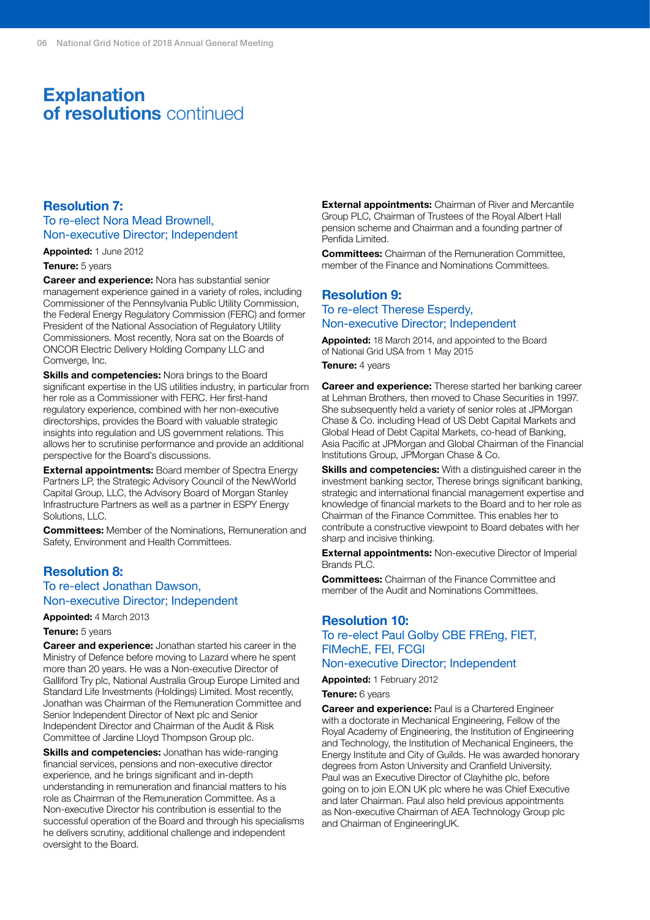# Explanation of resolutions continued

## Resolution 7:
### To re-elect Nora Mead Brownell, Non-executive Director; Independent

**Appointed:** 1 June 2012

**Tenure:** 5 years

**Career and experience:** Nora has substantial senior management experience gained in a variety of roles, including Commissioner of the Pennsylvania Public Utility Commission, the Federal Energy Regulatory Commission (FERC) and former President of the National Association of Regulatory Utility Commissioners. Most recently, Nora sat on the Boards of ONCOR Electric Delivery Holding Company LLC and Comverge, Inc.

**Skills and competencies:** Nora brings to the Board significant expertise in the US utilities industry, in particular from her role as a Commissioner with FERC. Her first-hand regulatory experience, combined with her non-executive directorships, provides the Board with valuable strategic insights into regulation and US government relations. This allows her to scrutinise performance and provide an additional perspective for the Board's discussions.

**External appointments:** Board member of Spectra Energy Partners LP, the Strategic Advisory Council of the NewWorld Capital Group, LLC, the Advisory Board of Morgan Stanley Infrastructure Partners as well as a partner in ESPY Energy Solutions, LLC.

**Committees:** Member of the Nominations, Remuneration and Safety, Environment and Health Committees.

## Resolution 8:
### To re-elect Jonathan Dawson, Non-executive Director; Independent

**Appointed:** 4 March 2013

**Tenure:** 5 years

**Career and experience:** Jonathan started his career in the Ministry of Defence before moving to Lazard where he spent more than 20 years. He was a Non-executive Director of Galliford Try plc, National Australia Group Europe Limited and Standard Life Investments (Holdings) Limited. Most recently, Jonathan was Chairman of the Remuneration Committee and Senior Independent Director of Next plc and Senior Independent Director and Chairman of the Audit & Risk Committee of Jardine Lloyd Thompson Group plc.

**Skills and competencies:** Jonathan has wide-ranging financial services, pensions and non-executive director experience, and he brings significant and in-depth understanding in remuneration and financial matters to his role as Chairman of the Remuneration Committee. As a Non-executive Director his contribution is essential to the successful operation of the Board and through his specialisms he delivers scrutiny, additional challenge and independent oversight to the Board.

**External appointments:** Chairman of River and Mercantile Group PLC, Chairman of Trustees of the Royal Albert Hall pension scheme and Chairman and a founding partner of Penfida Limited.

**Committees:** Chairman of the Remuneration Committee, member of the Finance and Nominations Committees.

## Resolution 9:
### To re-elect Therese Esperdy, Non-executive Director; Independent

**Appointed:** 18 March 2014, and appointed to the Board of National Grid USA from 1 May 2015

**Tenure:** 4 years

**Career and experience:** Therese started her banking career at Lehman Brothers, then moved to Chase Securities in 1997. She subsequently held a variety of senior roles at JPMorgan Chase & Co. including Head of US Debt Capital Markets and Global Head of Debt Capital Markets, co-head of Banking, Asia Pacific at JPMorgan and Global Chairman of the Financial Institutions Group, JPMorgan Chase & Co.

**Skills and competencies:** With a distinguished career in the investment banking sector, Therese brings significant banking, strategic and international financial management expertise and knowledge of financial markets to the Board and to her role as Chairman of the Finance Committee. This enables her to contribute a constructive viewpoint to Board debates with her sharp and incisive thinking.

**External appointments:** Non-executive Director of Imperial Brands PLC.

**Committees:** Chairman of the Finance Committee and member of the Audit and Nominations Committees.

## Resolution 10:
### To re-elect Paul Golby CBE FREng, FIET, FIMechE, FEI, FCGI Non-executive Director; Independent

**Appointed:** 1 February 2012

**Tenure:** 6 years

**Career and experience:** Paul is a Chartered Engineer with a doctorate in Mechanical Engineering, Fellow of the Royal Academy of Engineering, the Institution of Engineering and Technology, the Institution of Mechanical Engineers, the Energy Institute and City of Guilds. He was awarded honorary degrees from Aston University and Cranfield University. Paul was an Executive Director of Clayhithe plc, before going on to join E.ON UK plc where he was Chief Executive and later Chairman. Paul also held previous appointments as Non-executive Chairman of AEA Technology Group plc and Chairman of EngineeringUK.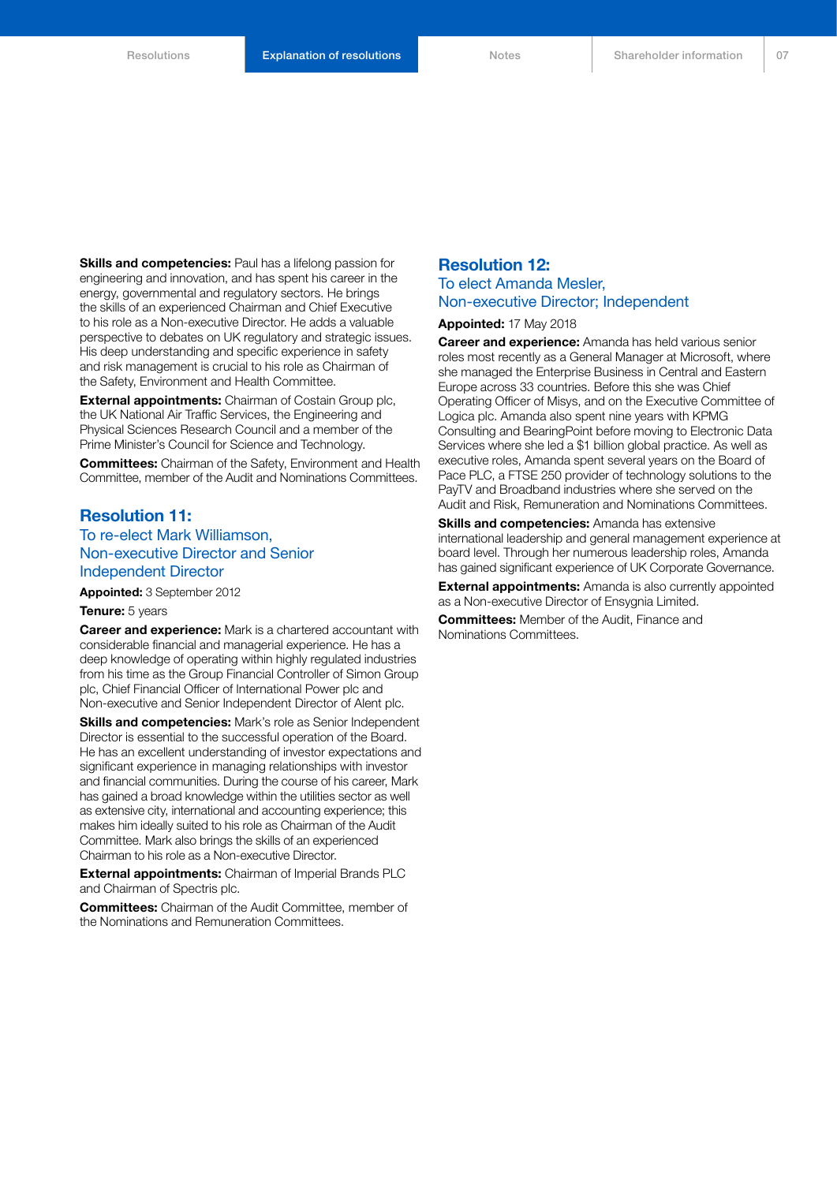**Skills and competencies:** Paul has a lifelong passion for engineering and innovation, and has spent his career in the energy, governmental and regulatory sectors. He brings the skills of an experienced Chairman and Chief Executive to his role as a Non-executive Director. He adds a valuable perspective to debates on UK regulatory and strategic issues. His deep understanding and specific experience in safety and risk management is crucial to his role as Chairman of the Safety, Environment and Health Committee.

**External appointments:** Chairman of Costain Group plc, the UK National Air Traffic Services, the Engineering and Physical Sciences Research Council and a member of the Prime Minister's Council for Science and Technology.

**Committees:** Chairman of the Safety, Environment and Health Committee, member of the Audit and Nominations Committees.

## Resolution 11:

### To re-elect Mark Williamson, Non-executive Director and Senior Independent Director

**Appointed:** 3 September 2012

**Tenure:** 5 years

**Career and experience:** Mark is a chartered accountant with considerable financial and managerial experience. He has a deep knowledge of operating within highly regulated industries from his time as the Group Financial Controller of Simon Group plc, Chief Financial Officer of International Power plc and Non-executive and Senior Independent Director of Alent plc.

**Skills and competencies:** Mark's role as Senior Independent Director is essential to the successful operation of the Board. He has an excellent understanding of investor expectations and significant experience in managing relationships with investor and financial communities. During the course of his career, Mark has gained a broad knowledge within the utilities sector as well as extensive city, international and accounting experience; this makes him ideally suited to his role as Chairman of the Audit Committee. Mark also brings the skills of an experienced Chairman to his role as a Non-executive Director.

**External appointments:** Chairman of Imperial Brands PLC and Chairman of Spectris plc.

**Committees:** Chairman of the Audit Committee, member of the Nominations and Remuneration Committees.

## Resolution 12:

### To elect Amanda Mesler, Non-executive Director; Independent

**Appointed:** 17 May 2018

**Career and experience:** Amanda has held various senior roles most recently as a General Manager at Microsoft, where she managed the Enterprise Business in Central and Eastern Europe across 33 countries. Before this she was Chief Operating Officer of Misys, and on the Executive Committee of Logica plc. Amanda also spent nine years with KPMG Consulting and BearingPoint before moving to Electronic Data Services where she led a $1 billion global practice. As well as executive roles, Amanda spent several years on the Board of Pace PLC, a FTSE 250 provider of technology solutions to the PayTV and Broadband industries where she served on the Audit and Risk, Remuneration and Nominations Committees.

**Skills and competencies:** Amanda has extensive international leadership and general management experience at board level. Through her numerous leadership roles, Amanda has gained significant experience of UK Corporate Governance.

**External appointments:** Amanda is also currently appointed as a Non-executive Director of Ensygnia Limited.

**Committees:** Member of the Audit, Finance and Nominations Committees.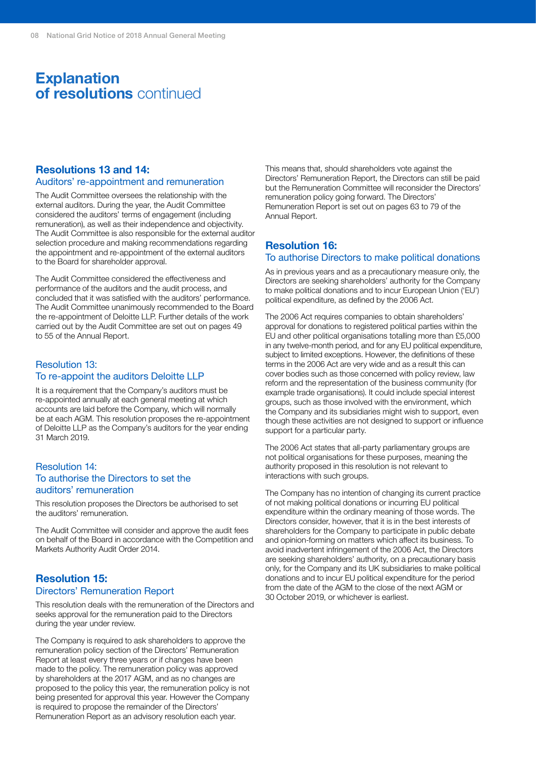# Explanation of resolutions continued

## Resolutions 13 and 14:
### Auditors' re-appointment and remuneration

The Audit Committee oversees the relationship with the external auditors. During the year, the Audit Committee considered the auditors' terms of engagement (including remuneration), as well as their independence and objectivity. The Audit Committee is also responsible for the external auditor selection procedure and making recommendations regarding the appointment and re-appointment of the external auditors to the Board for shareholder approval.

The Audit Committee considered the effectiveness and performance of the auditors and the audit process, and concluded that it was satisfied with the auditors' performance. The Audit Committee unanimously recommended to the Board the re-appointment of Deloitte LLP. Further details of the work carried out by the Audit Committee are set out on pages 49 to 55 of the Annual Report.

### Resolution 13:
### To re-appoint the auditors Deloitte LLP

It is a requirement that the Company's auditors must be re-appointed annually at each general meeting at which accounts are laid before the Company, which will normally be at each AGM. This resolution proposes the re-appointment of Deloitte LLP as the Company's auditors for the year ending 31 March 2019.

### Resolution 14:
### To authorise the Directors to set the auditors' remuneration

This resolution proposes the Directors be authorised to set the auditors' remuneration.

The Audit Committee will consider and approve the audit fees on behalf of the Board in accordance with the Competition and Markets Authority Audit Order 2014.

## Resolution 15:
### Directors' Remuneration Report

This resolution deals with the remuneration of the Directors and seeks approval for the remuneration paid to the Directors during the year under review.

The Company is required to ask shareholders to approve the remuneration policy section of the Directors' Remuneration Report at least every three years or if changes have been made to the policy. The remuneration policy was approved by shareholders at the 2017 AGM, and as no changes are proposed to the policy this year, the remuneration policy is not being presented for approval this year. However the Company is required to propose the remainder of the Directors' Remuneration Report as an advisory resolution each year.

This means that, should shareholders vote against the Directors' Remuneration Report, the Directors can still be paid but the Remuneration Committee will reconsider the Directors' remuneration policy going forward. The Directors' Remuneration Report is set out on pages 63 to 79 of the Annual Report.

## Resolution 16:
### To authorise Directors to make political donations

As in previous years and as a precautionary measure only, the Directors are seeking shareholders' authority for the Company to make political donations and to incur European Union ('EU') political expenditure, as defined by the 2006 Act.

The 2006 Act requires companies to obtain shareholders' approval for donations to registered political parties within the EU and other political organisations totalling more than £5,000 in any twelve-month period, and for any EU political expenditure, subject to limited exceptions. However, the definitions of these terms in the 2006 Act are very wide and as a result this can cover bodies such as those concerned with policy review, law reform and the representation of the business community (for example trade organisations). It could include special interest groups, such as those involved with the environment, which the Company and its subsidiaries might wish to support, even though these activities are not designed to support or influence support for a particular party.

The 2006 Act states that all-party parliamentary groups are not political organisations for these purposes, meaning the authority proposed in this resolution is not relevant to interactions with such groups.

The Company has no intention of changing its current practice of not making political donations or incurring EU political expenditure within the ordinary meaning of those words. The Directors consider, however, that it is in the best interests of shareholders for the Company to participate in public debate and opinion-forming on matters which affect its business. To avoid inadvertent infringement of the 2006 Act, the Directors are seeking shareholders' authority, on a precautionary basis only, for the Company and its UK subsidiaries to make political donations and to incur EU political expenditure for the period from the date of the AGM to the close of the next AGM or 30 October 2019, or whichever is earliest.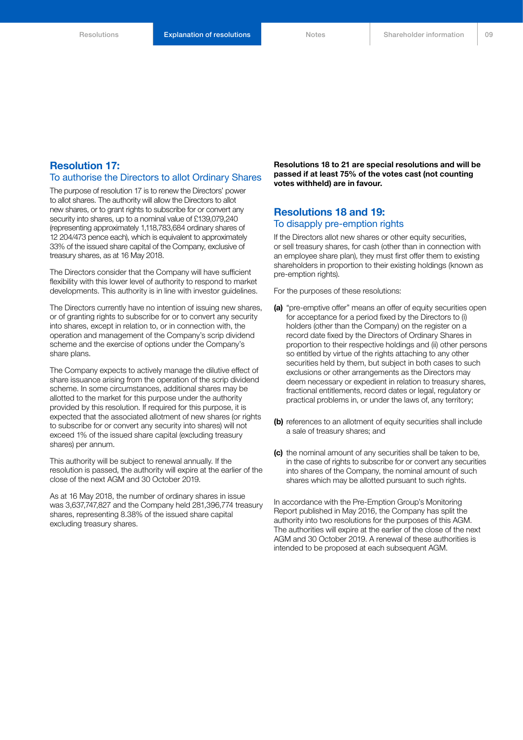## Resolution 17:

### To authorise the Directors to allot Ordinary Shares

The purpose of resolution 17 is to renew the Directors' power to allot shares. The authority will allow the Directors to allot new shares, or to grant rights to subscribe for or convert any security into shares, up to a nominal value of £139,079,240 (representing approximately 1,118,783,684 ordinary shares of 12 204/473 pence each), which is equivalent to approximately 33% of the issued share capital of the Company, exclusive of treasury shares, as at 16 May 2018.

The Directors consider that the Company will have sufficient flexibility with this lower level of authority to respond to market developments. This authority is in line with investor guidelines.

The Directors currently have no intention of issuing new shares, or of granting rights to subscribe for or to convert any security into shares, except in relation to, or in connection with, the operation and management of the Company's scrip dividend scheme and the exercise of options under the Company's share plans.

The Company expects to actively manage the dilutive effect of share issuance arising from the operation of the scrip dividend scheme. In some circumstances, additional shares may be allotted to the market for this purpose under the authority provided by this resolution. If required for this purpose, it is expected that the associated allotment of new shares (or rights to subscribe for or convert any security into shares) will not exceed 1% of the issued share capital (excluding treasury shares) per annum.

This authority will be subject to renewal annually. If the resolution is passed, the authority will expire at the earlier of the close of the next AGM and 30 October 2019.

As at 16 May 2018, the number of ordinary shares in issue was 3,637,747,827 and the Company held 281,396,774 treasury shares, representing 8.38% of the issued share capital excluding treasury shares.

**Resolutions 18 to 21 are special resolutions and will be passed if at least 75% of the votes cast (not counting votes withheld) are in favour.**

## Resolutions 18 and 19:

### To disapply pre-emption rights

If the Directors allot new shares or other equity securities, or sell treasury shares, for cash (other than in connection with an employee share plan), they must first offer them to existing shareholders in proportion to their existing holdings (known as pre-emption rights).

For the purposes of these resolutions:

**(a)** "pre-emptive offer" means an offer of equity securities open for acceptance for a period fixed by the Directors to (i) holders (other than the Company) on the register on a record date fixed by the Directors of Ordinary Shares in proportion to their respective holdings and (ii) other persons so entitled by virtue of the rights attaching to any other securities held by them, but subject in both cases to such exclusions or other arrangements as the Directors may deem necessary or expedient in relation to treasury shares, fractional entitlements, record dates or legal, regulatory or practical problems in, or under the laws of, any territory;

**(b)** references to an allotment of equity securities shall include a sale of treasury shares; and

**(c)** the nominal amount of any securities shall be taken to be, in the case of rights to subscribe for or convert any securities into shares of the Company, the nominal amount of such shares which may be allotted pursuant to such rights.

In accordance with the Pre-Emption Group's Monitoring Report published in May 2016, the Company has split the authority into two resolutions for the purposes of this AGM. The authorities will expire at the earlier of the close of the next AGM and 30 October 2019. A renewal of these authorities is intended to be proposed at each subsequent AGM.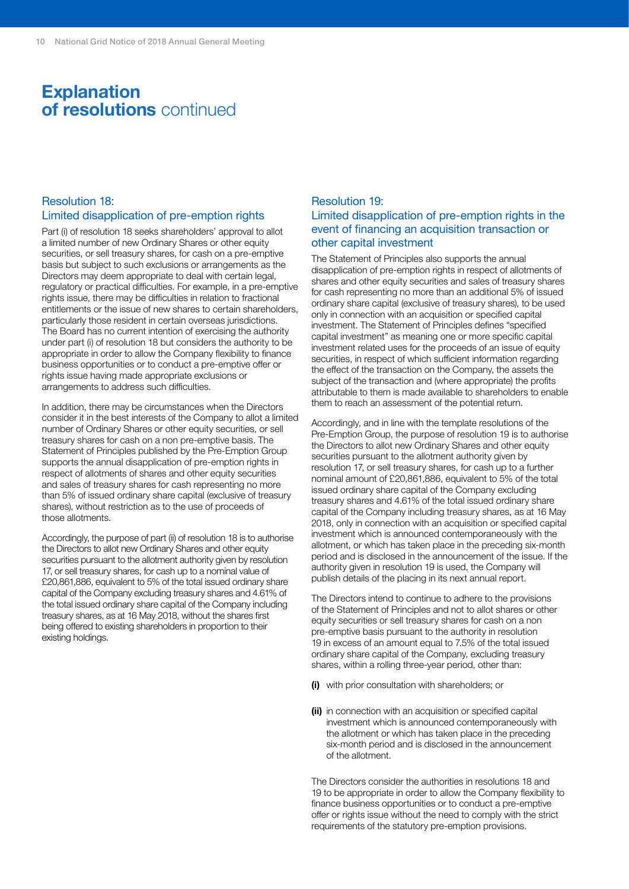# Explanation of resolutions continued

## Resolution 18: Limited disapplication of pre-emption rights

Part (i) of resolution 18 seeks shareholders' approval to allot a limited number of new Ordinary Shares or other equity securities, or sell treasury shares, for cash on a pre-emptive basis but subject to such exclusions or arrangements as the Directors may deem appropriate to deal with certain legal, regulatory or practical difficulties. For example, in a pre-emptive rights issue, there may be difficulties in relation to fractional entitlements or the issue of new shares to certain shareholders, particularly those resident in certain overseas jurisdictions. The Board has no current intention of exercising the authority under part (i) of resolution 18 but considers the authority to be appropriate in order to allow the Company flexibility to finance business opportunities or to conduct a pre-emptive offer or rights issue having made appropriate exclusions or arrangements to address such difficulties.

In addition, there may be circumstances when the Directors consider it in the best interests of the Company to allot a limited number of Ordinary Shares or other equity securities, or sell treasury shares for cash on a non pre-emptive basis. The Statement of Principles published by the Pre-Emption Group supports the annual disapplication of pre-emption rights in respect of allotments of shares and other equity securities and sales of treasury shares for cash representing no more than 5% of issued ordinary share capital (exclusive of treasury shares), without restriction as to the use of proceeds of those allotments.

Accordingly, the purpose of part (ii) of resolution 18 is to authorise the Directors to allot new Ordinary Shares and other equity securities pursuant to the allotment authority given by resolution 17, or sell treasury shares, for cash up to a nominal value of £20,861,886, equivalent to 5% of the total issued ordinary share capital of the Company excluding treasury shares and 4.61% of the total issued ordinary share capital of the Company including treasury shares, as at 16 May 2018, without the shares first being offered to existing shareholders in proportion to their existing holdings.

## Resolution 19: Limited disapplication of pre-emption rights in the event of financing an acquisition transaction or other capital investment

The Statement of Principles also supports the annual disapplication of pre-emption rights in respect of allotments of shares and other equity securities and sales of treasury shares for cash representing no more than an additional 5% of issued ordinary share capital (exclusive of treasury shares), to be used only in connection with an acquisition or specified capital investment. The Statement of Principles defines "specified capital investment" as meaning one or more specific capital investment related uses for the proceeds of an issue of equity securities, in respect of which sufficient information regarding the effect of the transaction on the Company, the assets the subject of the transaction and (where appropriate) the profits attributable to them is made available to shareholders to enable them to reach an assessment of the potential return.

Accordingly, and in line with the template resolutions of the Pre-Emption Group, the purpose of resolution 19 is to authorise the Directors to allot new Ordinary Shares and other equity securities pursuant to the allotment authority given by resolution 17, or sell treasury shares, for cash up to a further nominal amount of £20,861,886, equivalent to 5% of the total issued ordinary share capital of the Company excluding treasury shares and 4.61% of the total issued ordinary share capital of the Company including treasury shares, as at 16 May 2018, only in connection with an acquisition or specified capital investment which is announced contemporaneously with the allotment, or which has taken place in the preceding six-month period and is disclosed in the announcement of the issue. If the authority given in resolution 19 is used, the Company will publish details of the placing in its next annual report.

The Directors intend to continue to adhere to the provisions of the Statement of Principles and not to allot shares or other equity securities or sell treasury shares for cash on a non pre-emptive basis pursuant to the authority in resolution 19 in excess of an amount equal to 7.5% of the total issued ordinary share capital of the Company, excluding treasury shares, within a rolling three-year period, other than:

- **(i)** with prior consultation with shareholders; or
- **(ii)** in connection with an acquisition or specified capital investment which is announced contemporaneously with the allotment or which has taken place in the preceding six-month period and is disclosed in the announcement of the allotment.

The Directors consider the authorities in resolutions 18 and 19 to be appropriate in order to allow the Company flexibility to finance business opportunities or to conduct a pre-emptive offer or rights issue without the need to comply with the strict requirements of the statutory pre-emption provisions.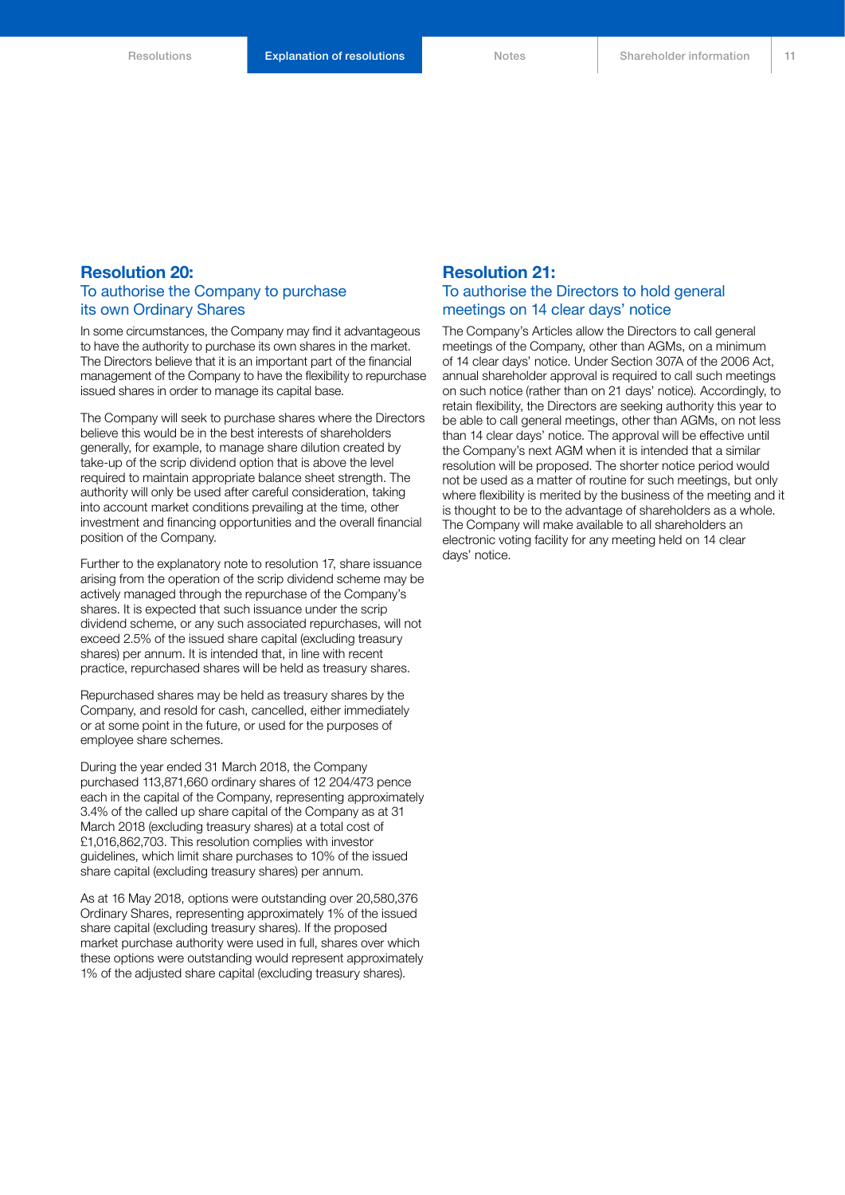## Resolution 20:
### To authorise the Company to purchase its own Ordinary Shares

In some circumstances, the Company may find it advantageous to have the authority to purchase its own shares in the market. The Directors believe that it is an important part of the financial management of the Company to have the flexibility to repurchase issued shares in order to manage its capital base.

The Company will seek to purchase shares where the Directors believe this would be in the best interests of shareholders generally, for example, to manage share dilution created by take-up of the scrip dividend option that is above the level required to maintain appropriate balance sheet strength. The authority will only be used after careful consideration, taking into account market conditions prevailing at the time, other investment and financing opportunities and the overall financial position of the Company.

Further to the explanatory note to resolution 17, share issuance arising from the operation of the scrip dividend scheme may be actively managed through the repurchase of the Company's shares. It is expected that such issuance under the scrip dividend scheme, or any such associated repurchases, will not exceed 2.5% of the issued share capital (excluding treasury shares) per annum. It is intended that, in line with recent practice, repurchased shares will be held as treasury shares.

Repurchased shares may be held as treasury shares by the Company, and resold for cash, cancelled, either immediately or at some point in the future, or used for the purposes of employee share schemes.

During the year ended 31 March 2018, the Company purchased 113,871,660 ordinary shares of 12 204/473 pence each in the capital of the Company, representing approximately 3.4% of the called up share capital of the Company as at 31 March 2018 (excluding treasury shares) at a total cost of £1,016,862,703. This resolution complies with investor guidelines, which limit share purchases to 10% of the issued share capital (excluding treasury shares) per annum.

As at 16 May 2018, options were outstanding over 20,580,376 Ordinary Shares, representing approximately 1% of the issued share capital (excluding treasury shares). If the proposed market purchase authority were used in full, shares over which these options were outstanding would represent approximately 1% of the adjusted share capital (excluding treasury shares).

## Resolution 21:
### To authorise the Directors to hold general meetings on 14 clear days' notice

The Company's Articles allow the Directors to call general meetings of the Company, other than AGMs, on a minimum of 14 clear days' notice. Under Section 307A of the 2006 Act, annual shareholder approval is required to call such meetings on such notice (rather than on 21 days' notice). Accordingly, to retain flexibility, the Directors are seeking authority this year to be able to call general meetings, other than AGMs, on not less than 14 clear days' notice. The approval will be effective until the Company's next AGM when it is intended that a similar resolution will be proposed. The shorter notice period would not be used as a matter of routine for such meetings, but only where flexibility is merited by the business of the meeting and it is thought to be to the advantage of shareholders as a whole. The Company will make available to all shareholders an electronic voting facility for any meeting held on 14 clear days' notice.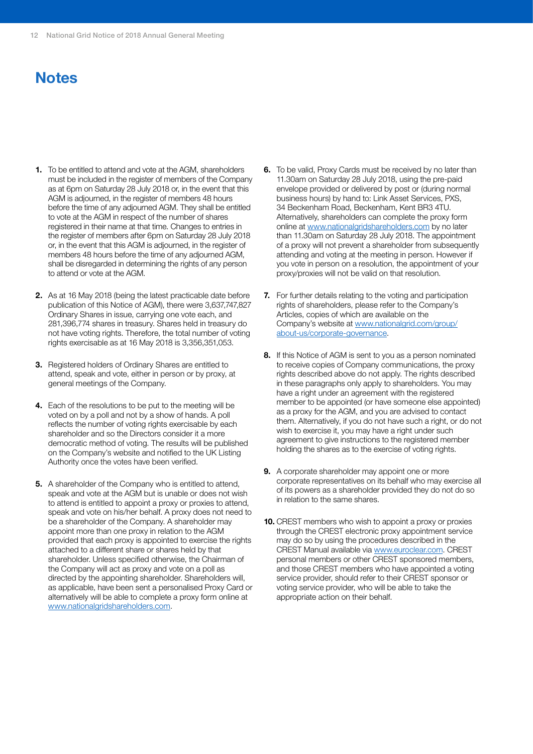# Notes

1. To be entitled to attend and vote at the AGM, shareholders must be included in the register of members of the Company as at 6pm on Saturday 28 July 2018 or, in the event that this AGM is adjourned, in the register of members 48 hours before the time of any adjourned AGM. They shall be entitled to vote at the AGM in respect of the number of shares registered in their name at that time. Changes to entries in the register of members after 6pm on Saturday 28 July 2018 or, in the event that this AGM is adjourned, in the register of members 48 hours before the time of any adjourned AGM, shall be disregarded in determining the rights of any person to attend or vote at the AGM.

2. As at 16 May 2018 (being the latest practicable date before publication of this Notice of AGM), there were 3,637,747,827 Ordinary Shares in issue, carrying one vote each, and 281,396,774 shares in treasury. Shares held in treasury do not have voting rights. Therefore, the total number of voting rights exercisable as at 16 May 2018 is 3,356,351,053.

3. Registered holders of Ordinary Shares are entitled to attend, speak and vote, either in person or by proxy, at general meetings of the Company.

4. Each of the resolutions to be put to the meeting will be voted on by a poll and not by a show of hands. A poll reflects the number of voting rights exercisable by each shareholder and so the Directors consider it a more democratic method of voting. The results will be published on the Company's website and notified to the UK Listing Authority once the votes have been verified.

5. A shareholder of the Company who is entitled to attend, speak and vote at the AGM but is unable or does not wish to attend is entitled to appoint a proxy or proxies to attend, speak and vote on his/her behalf. A proxy does not need to be a shareholder of the Company. A shareholder may appoint more than one proxy in relation to the AGM provided that each proxy is appointed to exercise the rights attached to a different share or shares held by that shareholder. Unless specified otherwise, the Chairman of the Company will act as proxy and vote on a poll as directed by the appointing shareholder. Shareholders will, as applicable, have been sent a personalised Proxy Card or alternatively will be able to complete a proxy form online at www.nationalgridshareholders.com.

6. To be valid, Proxy Cards must be received by no later than 11.30am on Saturday 28 July 2018, using the pre-paid envelope provided or delivered by post or (during normal business hours) by hand to: Link Asset Services, PXS, 34 Beckenham Road, Beckenham, Kent BR3 4TU. Alternatively, shareholders can complete the proxy form online at www.nationalgridshareholders.com by no later than 11.30am on Saturday 28 July 2018. The appointment of a proxy will not prevent a shareholder from subsequently attending and voting at the meeting in person. However if you vote in person on a resolution, the appointment of your proxy/proxies will not be valid on that resolution.

7. For further details relating to the voting and participation rights of shareholders, please refer to the Company's Articles, copies of which are available on the Company's website at www.nationalgrid.com/group/about-us/corporate-governance.

8. If this Notice of AGM is sent to you as a person nominated to receive copies of Company communications, the proxy rights described above do not apply. The rights described in these paragraphs only apply to shareholders. You may have a right under an agreement with the registered member to be appointed (or have someone else appointed) as a proxy for the AGM, and you are advised to contact them. Alternatively, if you do not have such a right, or do not wish to exercise it, you may have a right under such agreement to give instructions to the registered member holding the shares as to the exercise of voting rights.

9. A corporate shareholder may appoint one or more corporate representatives on its behalf who may exercise all of its powers as a shareholder provided they do not do so in relation to the same shares.

10. CREST members who wish to appoint a proxy or proxies through the CREST electronic proxy appointment service may do so by using the procedures described in the CREST Manual available via www.euroclear.com. CREST personal members or other CREST sponsored members, and those CREST members who have appointed a voting service provider, should refer to their CREST sponsor or voting service provider, who will be able to take the appropriate action on their behalf.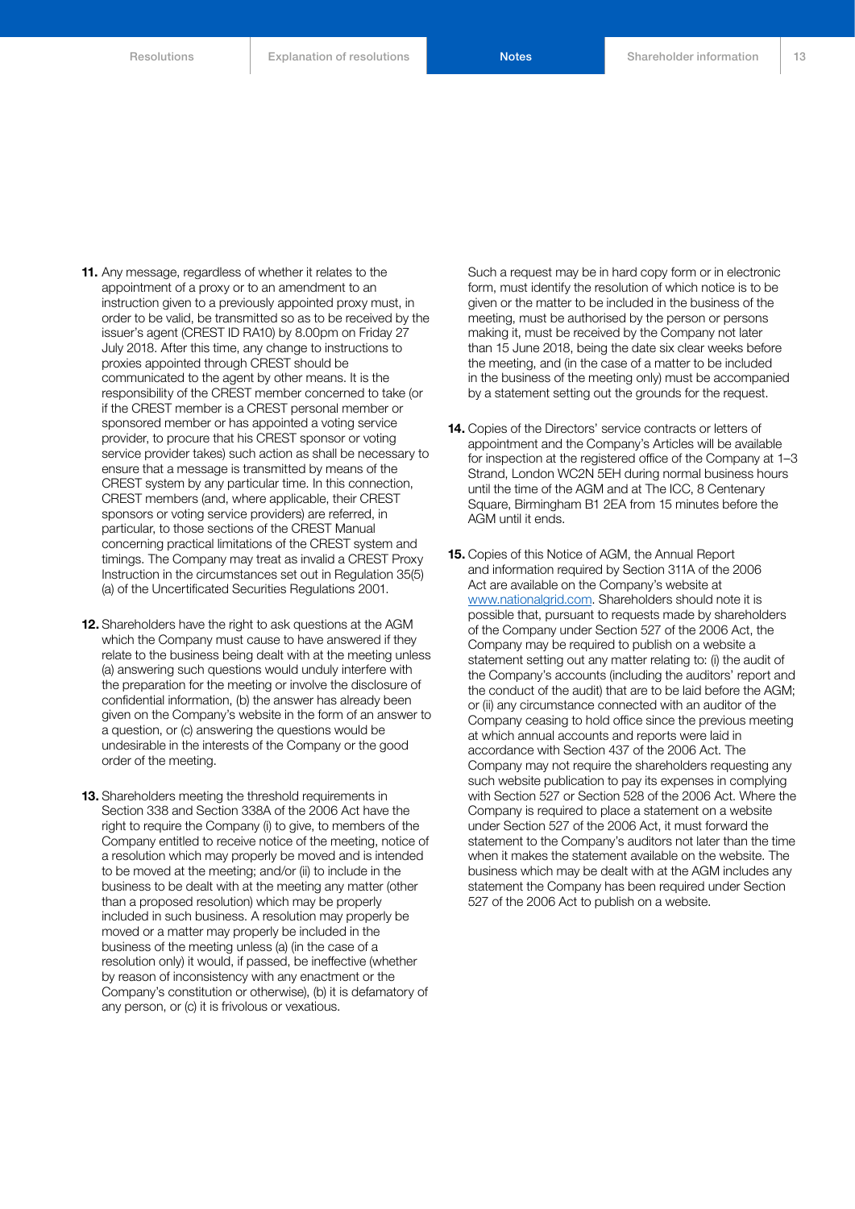**11.** Any message, regardless of whether it relates to the appointment of a proxy or to an amendment to an instruction given to a previously appointed proxy must, in order to be valid, be transmitted so as to be received by the issuer's agent (CREST ID RA10) by 8.00pm on Friday 27 July 2018. After this time, any change to instructions to proxies appointed through CREST should be communicated to the agent by other means. It is the responsibility of the CREST member concerned to take (or if the CREST member is a CREST personal member or sponsored member or has appointed a voting service provider, to procure that his CREST sponsor or voting service provider takes) such action as shall be necessary to ensure that a message is transmitted by means of the CREST system by any particular time. In this connection, CREST members (and, where applicable, their CREST sponsors or voting service providers) are referred, in particular, to those sections of the CREST Manual concerning practical limitations of the CREST system and timings. The Company may treat as invalid a CREST Proxy Instruction in the circumstances set out in Regulation 35(5) (a) of the Uncertificated Securities Regulations 2001.

**12.** Shareholders have the right to ask questions at the AGM which the Company must cause to have answered if they relate to the business being dealt with at the meeting unless (a) answering such questions would unduly interfere with the preparation for the meeting or involve the disclosure of confidential information, (b) the answer has already been given on the Company's website in the form of an answer to a question, or (c) answering the questions would be undesirable in the interests of the Company or the good order of the meeting.

**13.** Shareholders meeting the threshold requirements in Section 338 and Section 338A of the 2006 Act have the right to require the Company (i) to give, to members of the Company entitled to receive notice of the meeting, notice of a resolution which may properly be moved and is intended to be moved at the meeting; and/or (ii) to include in the business to be dealt with at the meeting any matter (other than a proposed resolution) which may be properly included in such business. A resolution may properly be moved or a matter may properly be included in the business of the meeting unless (a) (in the case of a resolution only) it would, if passed, be ineffective (whether by reason of inconsistency with any enactment or the Company's constitution or otherwise), (b) it is defamatory of any person, or (c) it is frivolous or vexatious.

Such a request may be in hard copy form or in electronic form, must identify the resolution of which notice is to be given or the matter to be included in the business of the meeting, must be authorised by the person or persons making it, must be received by the Company not later than 15 June 2018, being the date six clear weeks before the meeting, and (in the case of a matter to be included in the business of the meeting only) must be accompanied by a statement setting out the grounds for the request.

**14.** Copies of the Directors' service contracts or letters of appointment and the Company's Articles will be available for inspection at the registered office of the Company at 1–3 Strand, London WC2N 5EH during normal business hours until the time of the AGM and at The ICC, 8 Centenary Square, Birmingham B1 2EA from 15 minutes before the AGM until it ends.

**15.** Copies of this Notice of AGM, the Annual Report and information required by Section 311A of the 2006 Act are available on the Company's website at www.nationalgrid.com. Shareholders should note it is possible that, pursuant to requests made by shareholders of the Company under Section 527 of the 2006 Act, the Company may be required to publish on a website a statement setting out any matter relating to: (i) the audit of the Company's accounts (including the auditors' report and the conduct of the audit) that are to be laid before the AGM; or (ii) any circumstance connected with an auditor of the Company ceasing to hold office since the previous meeting at which annual accounts and reports were laid in accordance with Section 437 of the 2006 Act. The Company may not require the shareholders requesting any such website publication to pay its expenses in complying with Section 527 or Section 528 of the 2006 Act. Where the Company is required to place a statement on a website under Section 527 of the 2006 Act, it must forward the statement to the Company's auditors not later than the time when it makes the statement available on the website. The business which may be dealt with at the AGM includes any statement the Company has been required under Section 527 of the 2006 Act to publish on a website.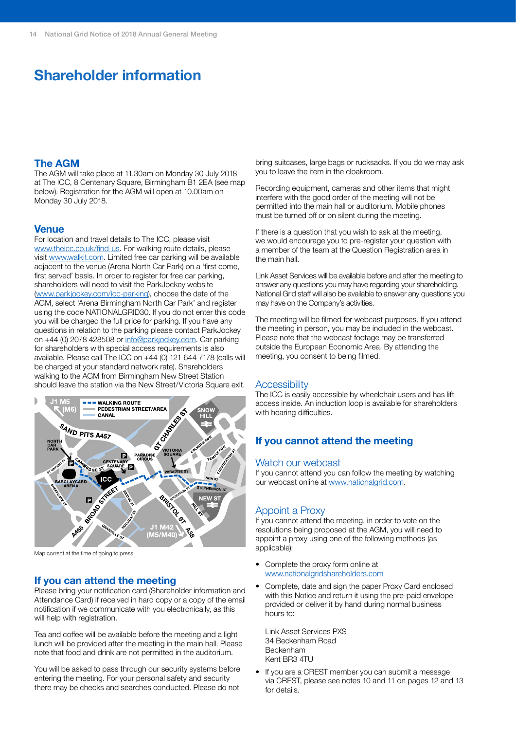# Shareholder information

## The AGM

The AGM will take place at 11.30am on Monday 30 July 2018 at The ICC, 8 Centenary Square, Birmingham B1 2EA (see map below). Registration for the AGM will open at 10.00am on Monday 30 July 2018.

## Venue

For location and travel details to The ICC, please visit www.theicc.co.uk/find-us. For walking route details, please visit www.walkit.com. Limited free car parking will be available adjacent to the venue (Arena North Car Park) on a 'first come, first served' basis. In order to register for free car parking, shareholders will need to visit the ParkJockey website (www.parkjockey.com/icc-parking), choose the date of the AGM, select 'Arena Birmingham North Car Park' and register using the code NATIONALGRID30. If you do not enter this code you will be charged the full price for parking. If you have any questions in relation to the parking please contact ParkJockey on +44 (0) 2078 428508 or info@parkjockey.com. Car parking for shareholders with special access requirements is also available. Please call The ICC on +44 (0) 121 644 7178 (calls will be charged at your standard network rate). Shareholders walking to the AGM from Birmingham New Street Station should leave the station via the New Street/Victoria Square exit.

Map correct at the time of going to press

## If you can attend the meeting

Please bring your notification card (Shareholder information and Attendance Card) if received in hard copy or a copy of the email notification if we communicate with you electronically, as this will help with registration.

Tea and coffee will be available before the meeting and a light lunch will be provided after the meeting in the main hall. Please note that food and drink are not permitted in the auditorium.

You will be asked to pass through our security systems before entering the meeting. For your personal safety and security there may be checks and searches conducted. Please do not bring suitcases, large bags or rucksacks. If you do we may ask you to leave the item in the cloakroom.

Recording equipment, cameras and other items that might interfere with the good order of the meeting will not be permitted into the main hall or auditorium. Mobile phones must be turned off or on silent during the meeting.

If there is a question that you wish to ask at the meeting, we would encourage you to pre-register your question with a member of the team at the Question Registration area in the main hall.

Link Asset Services will be available before and after the meeting to answer any questions you may have regarding your shareholding. National Grid staff will also be available to answer any questions you may have on the Company's activities.

The meeting will be filmed for webcast purposes. If you attend the meeting in person, you may be included in the webcast. Please note that the webcast footage may be transferred outside the European Economic Area. By attending the meeting, you consent to being filmed.

### Accessibility

The ICC is easily accessible by wheelchair users and has lift access inside. An induction loop is available for shareholders with hearing difficulties.

## If you cannot attend the meeting

### Watch our webcast

If you cannot attend you can follow the meeting by watching our webcast online at www.nationalgrid.com.

### Appoint a Proxy

If you cannot attend the meeting, in order to vote on the resolutions being proposed at the AGM, you will need to appoint a proxy using one of the following methods (as applicable):

- Complete the proxy form online at www.nationalgridshareholders.com
- Complete, date and sign the paper Proxy Card enclosed with this Notice and return it using the pre-paid envelope provided or deliver it by hand during normal business hours to:

  Link Asset Services PXS
  34 Beckenham Road
  Beckenham
  Kent BR3 4TU
- If you are a CREST member you can submit a message via CREST, please see notes 10 and 11 on pages 12 and 13 for details.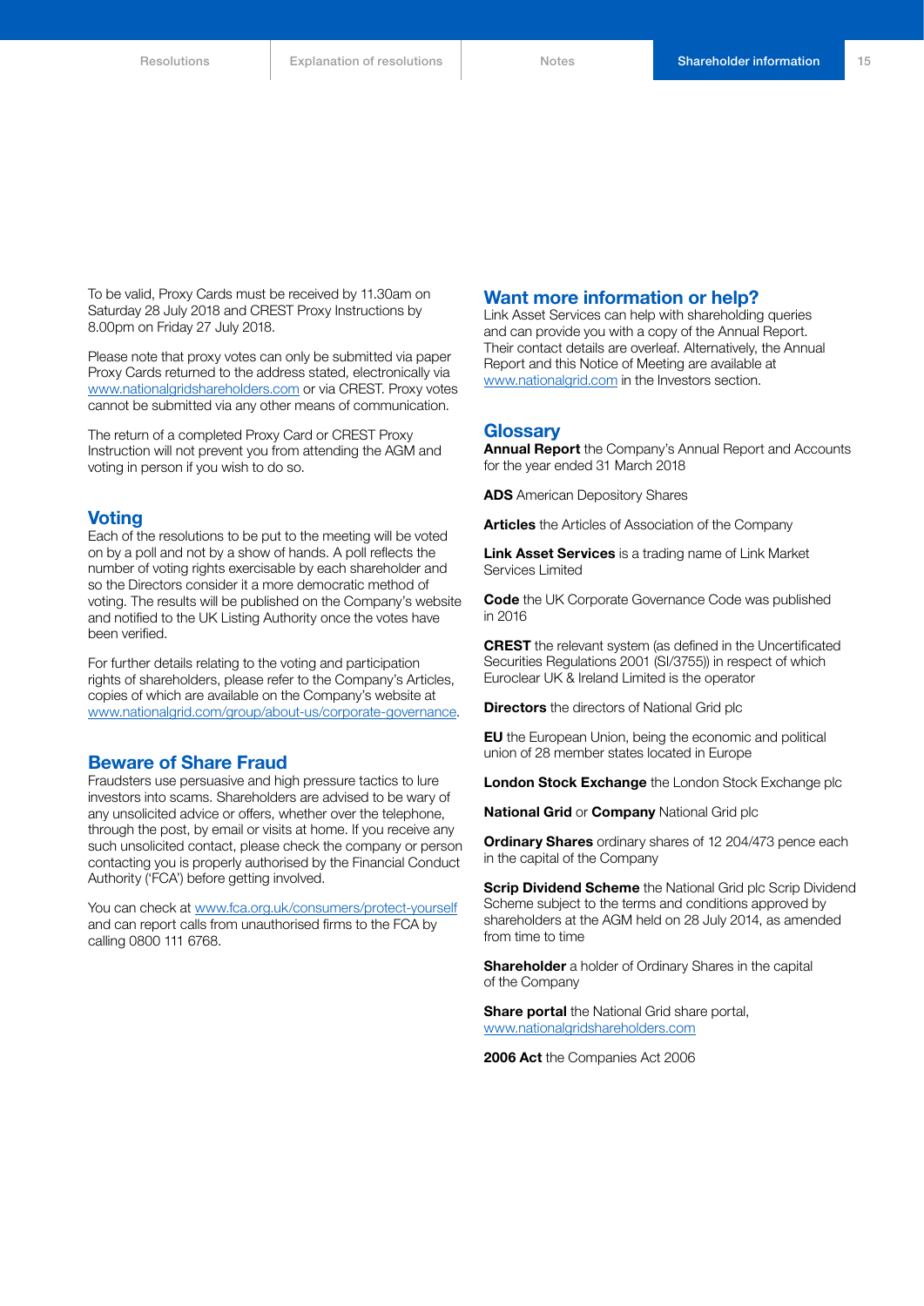To be valid, Proxy Cards must be received by 11.30am on Saturday 28 July 2018 and CREST Proxy Instructions by 8.00pm on Friday 27 July 2018.

Please note that proxy votes can only be submitted via paper Proxy Cards returned to the address stated, electronically via www.nationalgridshareholders.com or via CREST. Proxy votes cannot be submitted via any other means of communication.

The return of a completed Proxy Card or CREST Proxy Instruction will not prevent you from attending the AGM and voting in person if you wish to do so.

## Voting

Each of the resolutions to be put to the meeting will be voted on by a poll and not by a show of hands. A poll reflects the number of voting rights exercisable by each shareholder and so the Directors consider it a more democratic method of voting. The results will be published on the Company's website and notified to the UK Listing Authority once the votes have been verified.

For further details relating to the voting and participation rights of shareholders, please refer to the Company's Articles, copies of which are available on the Company's website at www.nationalgrid.com/group/about-us/corporate-governance.

## Beware of Share Fraud

Fraudsters use persuasive and high pressure tactics to lure investors into scams. Shareholders are advised to be wary of any unsolicited advice or offers, whether over the telephone, through the post, by email or visits at home. If you receive any such unsolicited contact, please check the company or person contacting you is properly authorised by the Financial Conduct Authority ('FCA') before getting involved.

You can check at www.fca.org.uk/consumers/protect-yourself and can report calls from unauthorised firms to the FCA by calling 0800 111 6768.

## Want more information or help?

Link Asset Services can help with shareholding queries and can provide you with a copy of the Annual Report. Their contact details are overleaf. Alternatively, the Annual Report and this Notice of Meeting are available at www.nationalgrid.com in the Investors section.

## Glossary

**Annual Report** the Company's Annual Report and Accounts for the year ended 31 March 2018

**ADS** American Depository Shares

**Articles** the Articles of Association of the Company

**Link Asset Services** is a trading name of Link Market Services Limited

**Code** the UK Corporate Governance Code was published in 2016

**CREST** the relevant system (as defined in the Uncertificated Securities Regulations 2001 (SI/3755)) in respect of which Euroclear UK & Ireland Limited is the operator

**Directors** the directors of National Grid plc

**EU** the European Union, being the economic and political union of 28 member states located in Europe

**London Stock Exchange** the London Stock Exchange plc

**National Grid** or **Company** National Grid plc

**Ordinary Shares** ordinary shares of 12 204/473 pence each in the capital of the Company

**Scrip Dividend Scheme** the National Grid plc Scrip Dividend Scheme subject to the terms and conditions approved by shareholders at the AGM held on 28 July 2014, as amended from time to time

**Shareholder** a holder of Ordinary Shares in the capital of the Company

**Share portal** the National Grid share portal, www.nationalgridshareholders.com

**2006 Act** the Companies Act 2006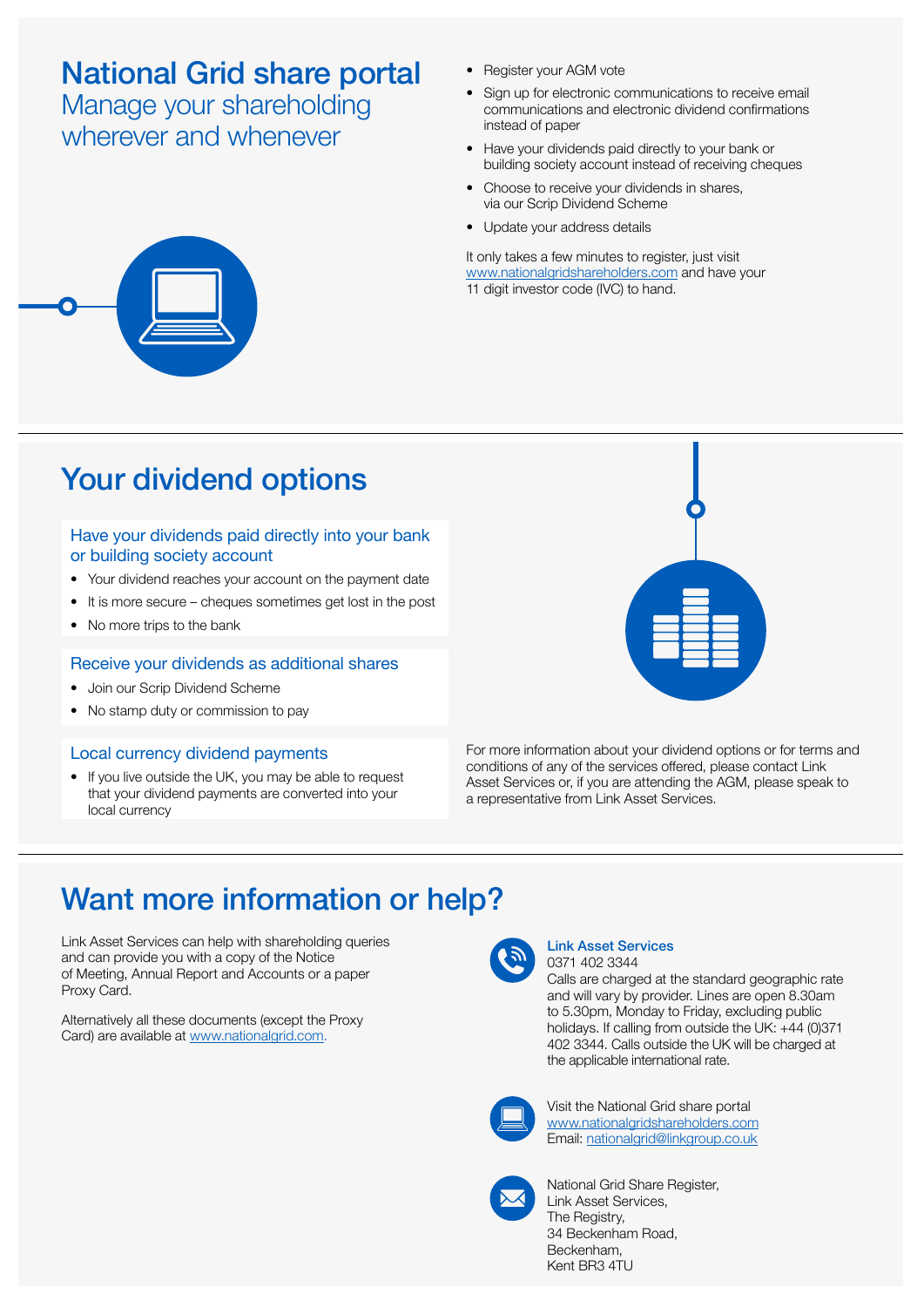## National Grid share portal

### Manage your shareholding wherever and whenever

- Register your AGM vote
- Sign up for electronic communications to receive email communications and electronic dividend confirmations instead of paper
- Have your dividends paid directly to your bank or building society account instead of receiving cheques
- Choose to receive your dividends in shares, via our Scrip Dividend Scheme
- Update your address details

It only takes a few minutes to register, just visit www.nationalgridshareholders.com and have your 11 digit investor code (IVC) to hand.

## Your dividend options

### Have your dividends paid directly into your bank or building society account

- Your dividend reaches your account on the payment date
- It is more secure – cheques sometimes get lost in the post
- No more trips to the bank

### Receive your dividends as additional shares

- Join our Scrip Dividend Scheme
- No stamp duty or commission to pay

### Local currency dividend payments

- If you live outside the UK, you may be able to request that your dividend payments are converted into your local currency

For more information about your dividend options or for terms and conditions of any of the services offered, please contact Link Asset Services or, if you are attending the AGM, please speak to a representative from Link Asset Services.

## Want more information or help?

Link Asset Services can help with shareholding queries and can provide you with a copy of the Notice of Meeting, Annual Report and Accounts or a paper Proxy Card.

Alternatively all these documents (except the Proxy Card) are available at www.nationalgrid.com.

**Link Asset Services**
0371 402 3344
Calls are charged at the standard geographic rate and will vary by provider. Lines are open 8.30am to 5.30pm, Monday to Friday, excluding public holidays. If calling from outside the UK: +44 (0)371 402 3344. Calls outside the UK will be charged at the applicable international rate.

Visit the National Grid share portal
www.nationalgridshareholders.com
Email: nationalgrid@linkgroup.co.uk

National Grid Share Register,
Link Asset Services,
The Registry,
34 Beckenham Road,
Beckenham,
Kent BR3 4TU